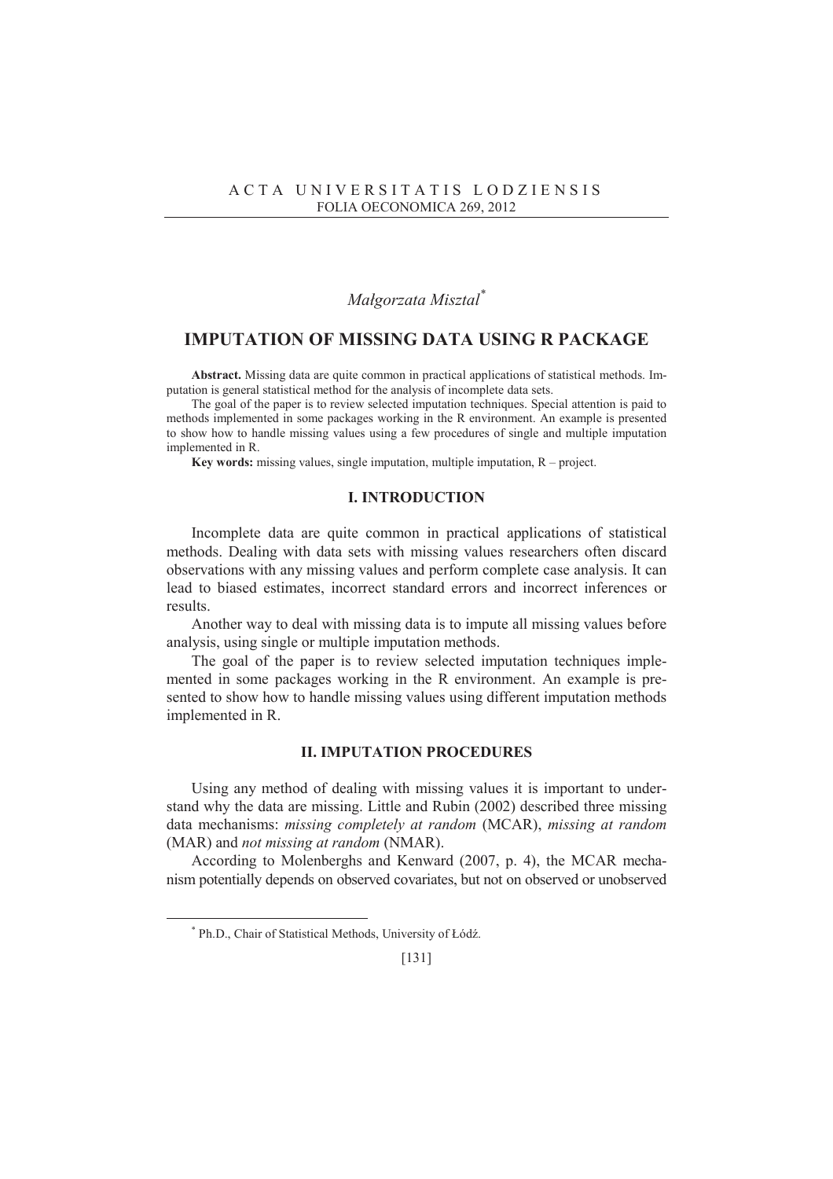*Małgorzata Misztal*[*]

# IMPUTATION OF MISSING DATA USING R PACKAGE

**Abstract.** Missing data are quite common in practical applications of statistical methods. Imputation is general statistical method for the analysis of incomplete data sets.

The goal of the paper is to review selected imputation techniques. Special attention is paid to methods implemented in some packages working in the R environment. An example is presented to show how to handle missing values using a few procedures of single and multiple imputation implemented in R.

**Key words:** missing values, single imputation, multiple imputation, R – project.

## I. INTRODUCTION

Incomplete data are quite common in practical applications of statistical methods. Dealing with data sets with missing values researchers often discard observations with any missing values and perform complete case analysis. It can lead to biased estimates, incorrect standard errors and incorrect inferences or results.

Another way to deal with missing data is to impute all missing values before analysis, using single or multiple imputation methods.

The goal of the paper is to review selected imputation techniques implemented in some packages working in the R environment. An example is presented to show how to handle missing values using different imputation methods implemented in R.

## II. IMPUTATION PROCEDURES

Using any method of dealing with missing values it is important to understand why the data are missing. Little and Rubin (2002) described three missing data mechanisms: *missing completely at random* (MCAR), *missing at random* (MAR) and *not missing at random* (NMAR).

According to Molenberghs and Kenward (2007, p. 4), the MCAR mechanism potentially depends on observed covariates, but not on observed or unobserved

[*] Ph.D., Chair of Statistical Methods, University of Łódź.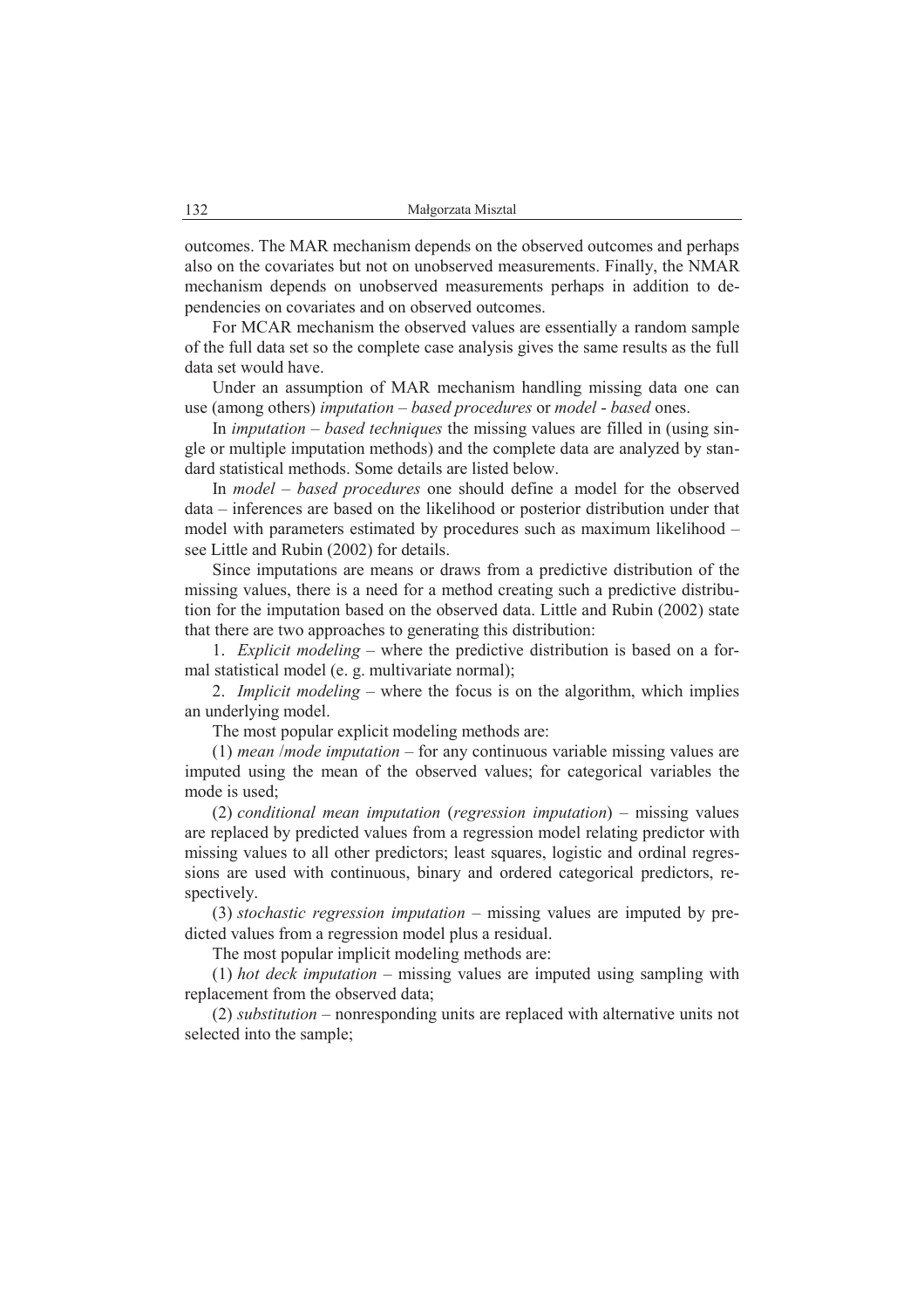outcomes. The MAR mechanism depends on the observed outcomes and perhaps also on the covariates but not on unobserved measurements. Finally, the NMAR mechanism depends on unobserved measurements perhaps in addition to dependencies on covariates and on observed outcomes.

For MCAR mechanism the observed values are essentially a random sample of the full data set so the complete case analysis gives the same results as the full data set would have.

Under an assumption of MAR mechanism handling missing data one can use (among others) *imputation – based procedures* or *model - based* ones.

In *imputation – based techniques* the missing values are filled in (using single or multiple imputation methods) and the complete data are analyzed by standard statistical methods. Some details are listed below.

In *model – based procedures* one should define a model for the observed data – inferences are based on the likelihood or posterior distribution under that model with parameters estimated by procedures such as maximum likelihood – see Little and Rubin (2002) for details.

Since imputations are means or draws from a predictive distribution of the missing values, there is a need for a method creating such a predictive distribution for the imputation based on the observed data. Little and Rubin (2002) state that there are two approaches to generating this distribution:

1. *Explicit modeling* – where the predictive distribution is based on a formal statistical model (e. g. multivariate normal);
2. *Implicit modeling* – where the focus is on the algorithm, which implies an underlying model.

The most popular explicit modeling methods are:

(1) *mean /mode imputation* – for any continuous variable missing values are imputed using the mean of the observed values; for categorical variables the mode is used;

(2) *conditional mean imputation* (*regression imputation*) – missing values are replaced by predicted values from a regression model relating predictor with missing values to all other predictors; least squares, logistic and ordinal regressions are used with continuous, binary and ordered categorical predictors, respectively.

(3) *stochastic regression imputation* – missing values are imputed by predicted values from a regression model plus a residual.

The most popular implicit modeling methods are:

(1) *hot deck imputation* – missing values are imputed using sampling with replacement from the observed data;

(2) *substitution* – nonresponding units are replaced with alternative units not selected into the sample;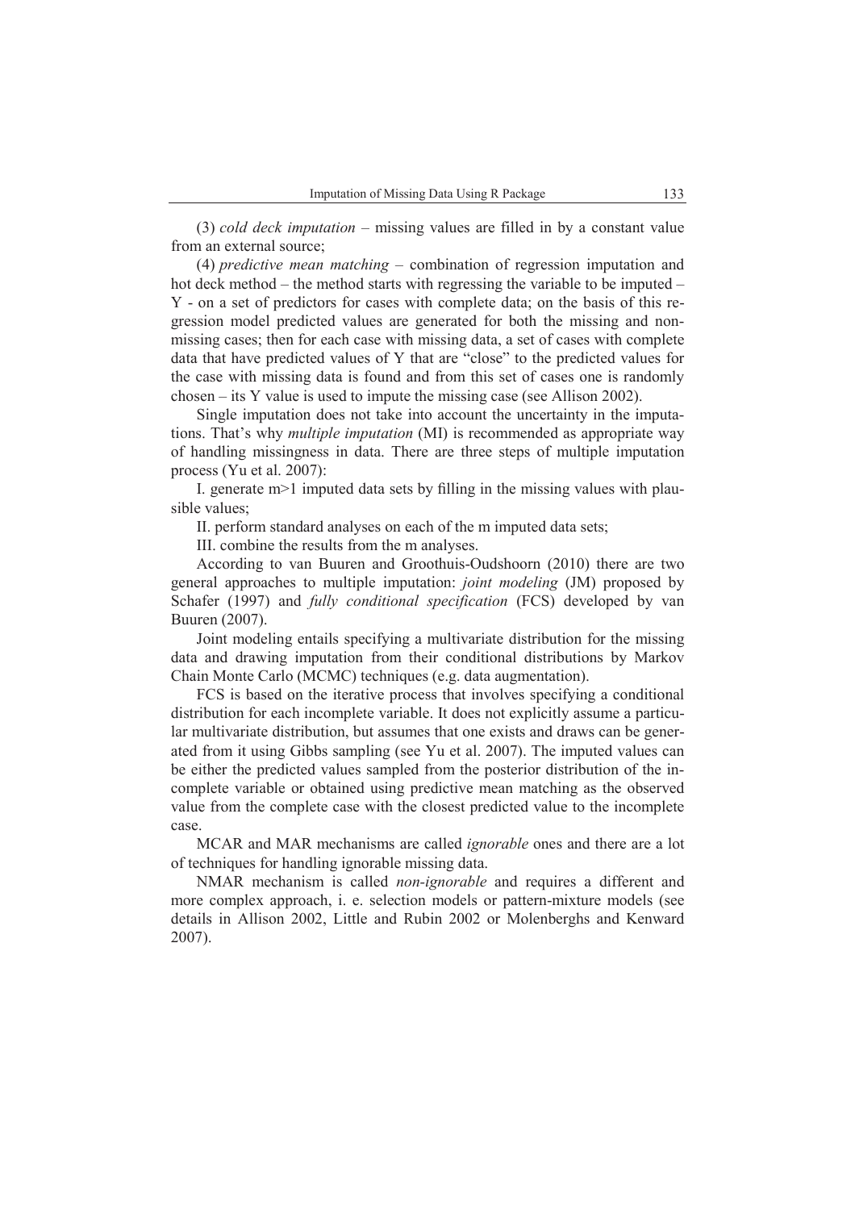(3) *cold deck imputation* – missing values are filled in by a constant value from an external source;

(4) *predictive mean matching* – combination of regression imputation and hot deck method – the method starts with regressing the variable to be imputed – Y - on a set of predictors for cases with complete data; on the basis of this regression model predicted values are generated for both the missing and non-missing cases; then for each case with missing data, a set of cases with complete data that have predicted values of Y that are "close" to the predicted values for the case with missing data is found and from this set of cases one is randomly chosen – its Y value is used to impute the missing case (see Allison 2002).

Single imputation does not take into account the uncertainty in the imputations. That's why *multiple imputation* (MI) is recommended as appropriate way of handling missingness in data. There are three steps of multiple imputation process (Yu et al. 2007):

I. generate $m>1$ imputed data sets by filling in the missing values with plausible values;

II. perform standard analyses on each of the m imputed data sets;

III. combine the results from the m analyses.

According to van Buuren and Groothuis-Oudshoorn (2010) there are two general approaches to multiple imputation: *joint modeling* (JM) proposed by Schafer (1997) and *fully conditional specification* (FCS) developed by van Buuren (2007).

Joint modeling entails specifying a multivariate distribution for the missing data and drawing imputation from their conditional distributions by Markov Chain Monte Carlo (MCMC) techniques (e.g. data augmentation).

FCS is based on the iterative process that involves specifying a conditional distribution for each incomplete variable. It does not explicitly assume a particular multivariate distribution, but assumes that one exists and draws can be generated from it using Gibbs sampling (see Yu et al. 2007). The imputed values can be either the predicted values sampled from the posterior distribution of the incomplete variable or obtained using predictive mean matching as the observed value from the complete case with the closest predicted value to the incomplete case.

MCAR and MAR mechanisms are called *ignorable* ones and there are a lot of techniques for handling ignorable missing data.

NMAR mechanism is called *non-ignorable* and requires a different and more complex approach, i. e. selection models or pattern-mixture models (see details in Allison 2002, Little and Rubin 2002 or Molenberghs and Kenward 2007).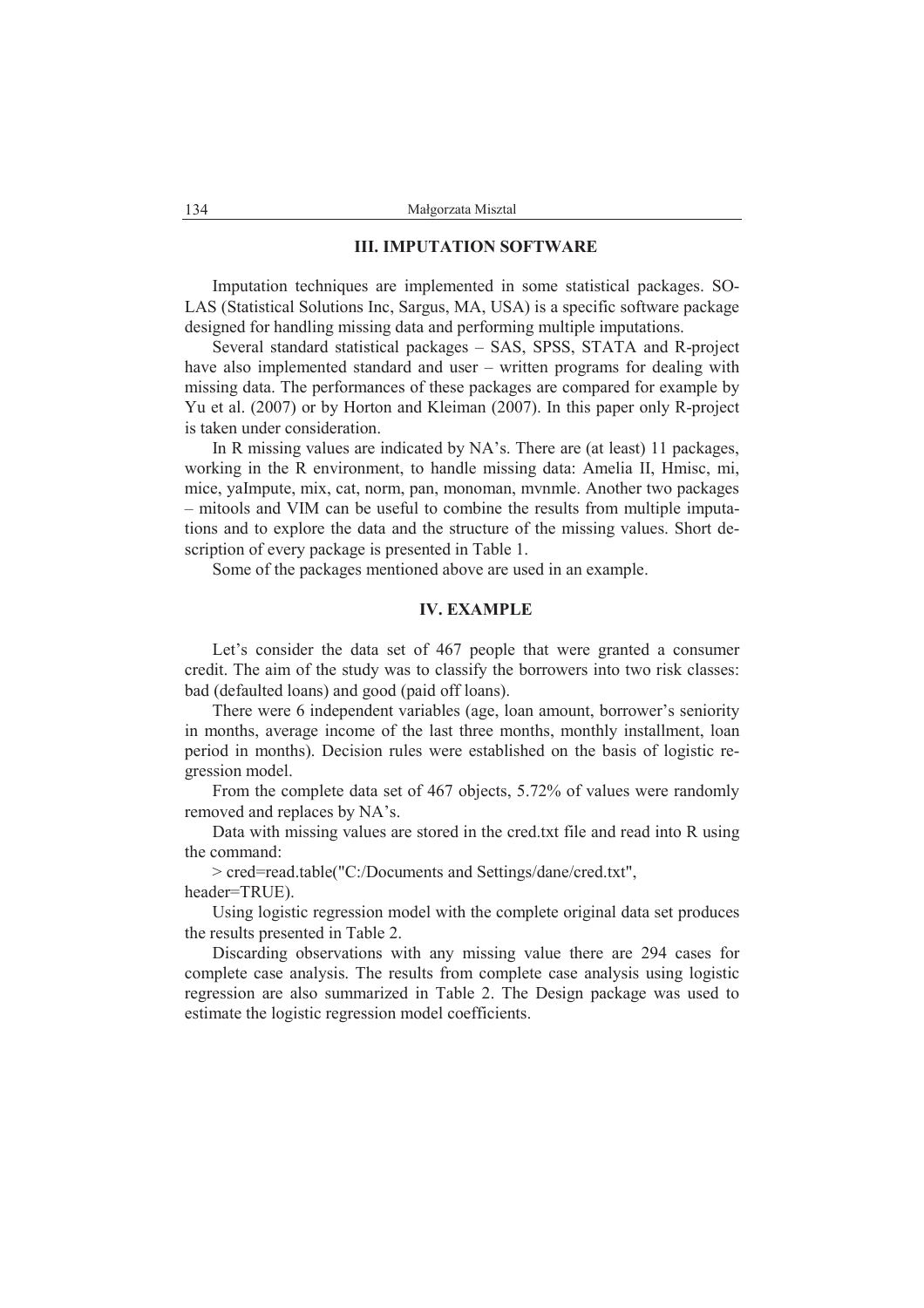## III. IMPUTATION SOFTWARE

Imputation techniques are implemented in some statistical packages. SOLAS (Statistical Solutions Inc, Sargus, MA, USA) is a specific software package designed for handling missing data and performing multiple imputations.

Several standard statistical packages – SAS, SPSS, STATA and R-project have also implemented standard and user – written programs for dealing with missing data. The performances of these packages are compared for example by Yu et al. (2007) or by Horton and Kleiman (2007). In this paper only R-project is taken under consideration.

In R missing values are indicated by NA's. There are (at least) 11 packages, working in the R environment, to handle missing data: Amelia II, Hmisc, mi, mice, yaImpute, mix, cat, norm, pan, monoman, mvnmle. Another two packages – mitools and VIM can be useful to combine the results from multiple imputations and to explore the data and the structure of the missing values. Short description of every package is presented in Table 1.

Some of the packages mentioned above are used in an example.

## IV. EXAMPLE

Let's consider the data set of 467 people that were granted a consumer credit. The aim of the study was to classify the borrowers into two risk classes: bad (defaulted loans) and good (paid off loans).

There were 6 independent variables (age, loan amount, borrower's seniority in months, average income of the last three months, monthly installment, loan period in months). Decision rules were established on the basis of logistic regression model.

From the complete data set of 467 objects, 5.72% of values were randomly removed and replaces by NA's.

Data with missing values are stored in the cred.txt file and read into R using the command:

```
> cred=read.table("C:/Documents and Settings/dane/cred.txt",
header=TRUE).
```

Using logistic regression model with the complete original data set produces the results presented in Table 2.

Discarding observations with any missing value there are 294 cases for complete case analysis. The results from complete case analysis using logistic regression are also summarized in Table 2. The Design package was used to estimate the logistic regression model coefficients.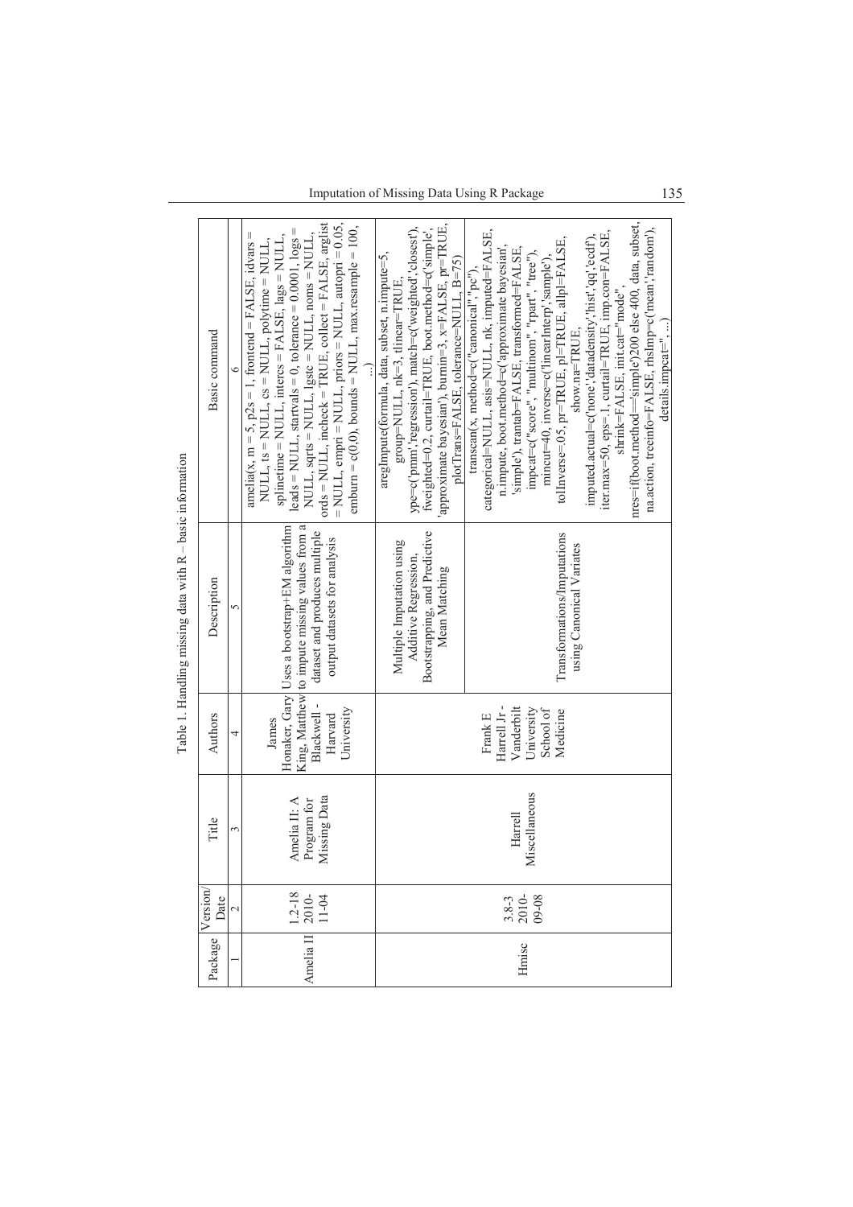Table 1. Handling missing data with R – basic information

| Package | Version/ Date | Title | Authors | Description | Basic command |
|---|---|---|---|---|---|
| 1 | 2 | 3 | 4 | 5 | 6 |
| Amelia II | 1.2-18 2010-11-04 | Amelia II: A Program for Missing Data | James Honaker, Gary King, Matthew Blackwell - Harvard University | Uses a bootstrap+EM algorithm to impute missing values from a dataset and produces multiple output datasets for analysis | amelia(x, m = 5, p2s = 1, frontend = FALSE, idvars = NULL, ts = NULL, cs = NULL, polytime = NULL, splinetime = NULL, intercs = FALSE, lags = NULL, leads = NULL, startvals = 0, tolerance = 0.0001, logs = NULL, sqrts = NULL, lgstc = NULL, noms = NULL, ords = NULL, incheck = TRUE, collect = FALSE, arglist = NULL, empri = NULL, priors = NULL, autopri = 0.05, emburn = c(0,0), bounds = NULL, max.resample = 100, ...) |
| Hmisc | 3.8-3 2010-09-08 | Harrell Miscellaneous | Frank E Harrell Jr - Vanderbilt University School of Medicine | Multiple Imputation using Additive Regression, Bootstrapping, and Predictive Mean Matching | aregImpute(formula, data, subset, n.impute=5, group=NULL, nk=3, tlinear=TRUE, ype=c('pmm','regression'), match=c('weighted','closest'), fweighted=0.2, curtail=TRUE, boot.method=c('simple', 'approximate bayesian'), burnin=3, x=FALSE, pr=TRUE, plotTrans=FALSE, tolerance=NULL, B=75) |
| | | | | Transformations/Imputations using Canonical Variates | transcan(x, method=c("canonical","pc"), categorical=NULL, asis=NULL, nk, imputed=FALSE, n.impute, boot.method=c('approximate bayesian', 'simple'), trantab=FALSE, transformed=FALSE, impcat=c("score", "multinom", "rpart", "tree"), mincut=40, inverse=c('linearInterp','sample'), tolInverse=.05, pr=TRUE, pl=TRUE, allpl=FALSE, show.na=TRUE, imputed.actual=c('none','datadensity','hist','qq','ecdf'), iter.max=50, eps=.1, curtail=TRUE, imp.con=FALSE, shrink=FALSE, init.cat="mode", nres=if(boot.method=='simple')200 else 400, data, subset, na.action, treeinfo=FALSE, rhsImp=c('mean','random'), details.impcat='', ...) |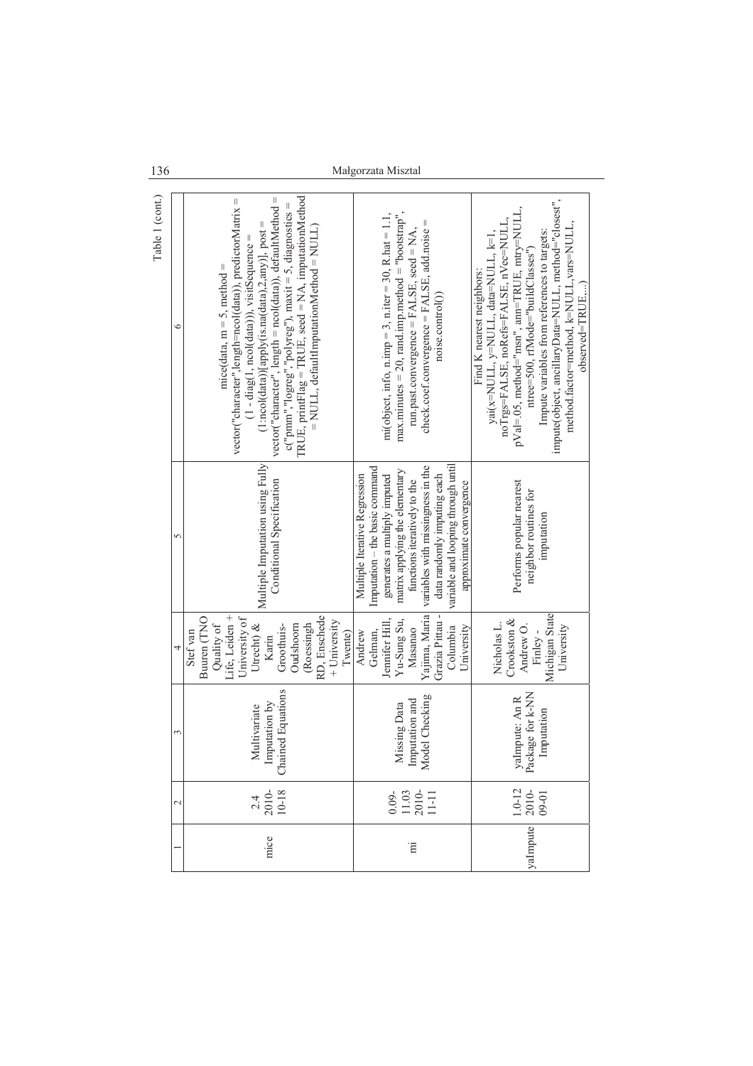Table 1 (cont.)

| 1 | 2 | 3 | 4 | 5 | 6 |
|---|---|---|---|---|---|
| mice | 2.4 2010-10-18 | Multivariate Imputation by Chained Equations | Stef van Buuren (TNO Quality of Life, Leiden + University of Utrecht) & Karin Groothuis-Oudshoorn (Roessingh RD, Enschede + University Twente) | Multiple Imputation using Fully Conditional Specification | mice(data, m = 5, method = vector("character",length=ncol(data)), predictorMatrix = (1 - diag(1, ncol(data))), visitSequence = (1:ncol(data))[apply(is.na(data),2,any)], post = vector("character", length = ncol(data)), defaultMethod = c("pmm","logreg","polyreg"), maxit = 5, diagnostics = TRUE, printFlag = TRUE, seed = NA, imputationMethod = NULL, defaultImputationMethod = NULL) |
| mi | 0.09-11.03 2010-11-11 | Missing Data Imputation and Model Checking | Andrew Gelman, Jennifer Hill, Yu-Sung Su, Masanao Yajima, Maria Grazia Pittau - Columbia University | Multiple Iterative Regression Imputation – the basic command generates a multiply imputed matrix applying the elementary functions iteratively to the variables with missingness in the data randomly imputing each variable and looping through until approximate convergence | mi(object, info, n.imp = 3, n.iter = 30, R.hat = 1.1, max.minutes = 20, rand.imp.method = "bootstrap", run.past.convergence = FALSE, seed = NA, check.coef.convergence = FALSE, add.noise = noise.control()) |
| yaImpute | 1.0-12 2010-09-01 | yaImpute: An R Package for k-NN Imputation | Nicholas L. Crookston & Andrew O. Finley - Michigan State University | Performs popular nearest neighbor routines for imputation | Find K nearest neighbors: yai(x=NULL, y=NULL, data=NULL, k=1, noTrgs=FALSE, noRefs=FALSE, nVec=NULL, pVal=.05, method="msn", ann=TRUE, mtry=NULL, ntree=500, rfMode="buildClasses") Impute variables from references to targets: impute(object, ancillaryData=NULL, method="closest", method.factor=method, k=NULL, vars=NULL, observed=TRUE,...) |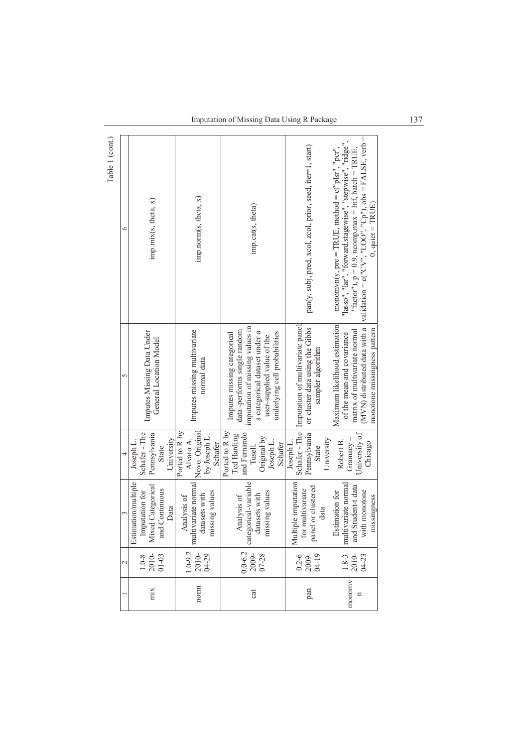Table 1 (cont.)

| 1 | 2 | 3 | 4 | 5 | 6 |
|---|---|---|---|---|---|
| mix | 1.0-8 2010-01-03 | Estimation/multiple Imputation for Mixed Categorical and Continuous Data | Joseph L. Schafer - The Pennsylvania State University | Imputes Missing Data Under General Location Model | imp.mix(s, theta, x) |
| norm | 1.0-9.2 2010-04-29 | Analysis of multivariate normal datasets with missing values | Ported to R by Alvaro A. Novo. Original by Joseph L. Schafer | Imputes missing multivariate normal data | imp.norm(s, theta, x) |
| cat | 0.0-6.2 2009-07-28 | Analysis of categorical-variable datasets with missing values | Ported to R by Ted Harding and Fernando Tusell. Original by Joseph L. Schafer | Imputes missing categorical data -performs single random imputation of missing values in a categorical dataset under a user-supplied value of the underlying cell probabilities | imp.cat(s, theta) |
| pan | 0.2-6 2009-04-19 | Multiple imputation for multivariate panel or clustered data | Joseph L. Schafer - The Pennsylvania State University | Imputation of multivariate panel or cluster data using the Gibbs sampler algorithm | pan(y, subj, pred, xcol, zcol, prior, seed, iter=1, start) |
| monomvn | 1.8-3 2010-04-23 | Estimation for multivariate normal and Student-t data with monotone missingness | Robert B. Gramacy – University of Chicago | Maximum likelihood estimation of the mean and covariance matrix of multivariate normal (MVN) distributed data with a monotone missingness pattern | monomvn(y, pre = TRUE, method = c("plsr", "pcr", "lasso", "lar", "forward.stagewise", "stepwise", "ridge", "factor"), p = 0.9, ncomp.max = Inf, batch = TRUE, validation = c("CV", "LOO", "Cp"), obs = FALSE, verb = 0, quiet = TRUE) |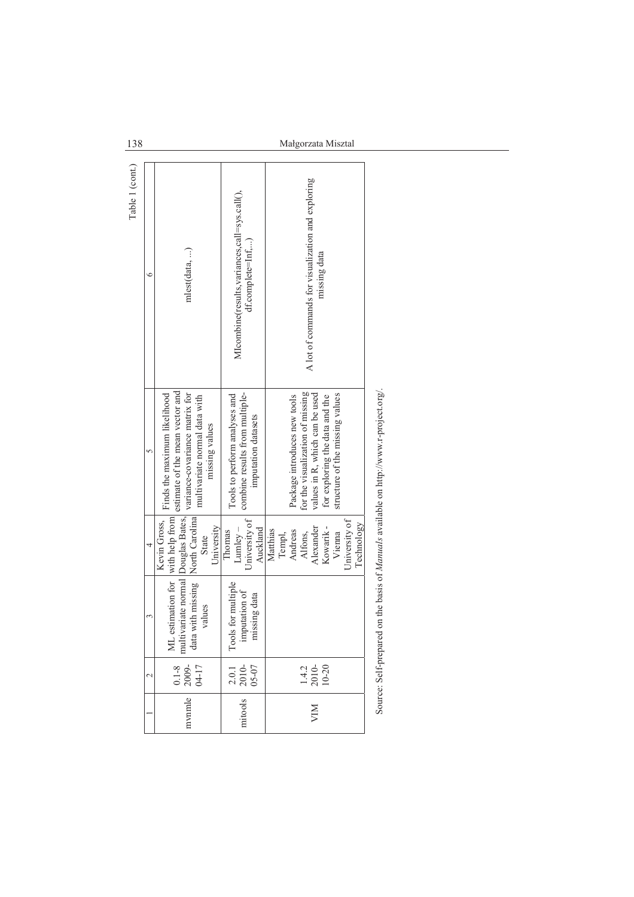Table 1 (cont.)

| 1 | 2 | 3 | 4 | 5 | 6 |
|---|---|---|---|---|---|
| mvnmle | 0.1-8 2009-04-17 | ML estimation for multivariate normal data with missing values | Kevin Gross, with help from Douglas Bates, North Carolina State University | Finds the maximum likelihood estimate of the mean vector and variance-covariance matrix for multivariate normal data with missing values | mlest(data, ...) |
| mitools | 2.0.1 2010-05-07 | Tools for multiple imputation of missing data | Thomas Lumley – University of Auckland | Tools to perform analyses and combine results from multiple-imputation datasets | MIcombine(results,variances,call=sys.call(), df.complete=Inf,...) |
| VIM | 1.4.2 2010-10-20 | | Matthias Templ, Andreas Alfons, Alexander Kowarik - Vienna University of Technology | Package introduces new tools for the visualization of missing values in R, which can be used for exploring the data and the structure of the missing values | A lot of commands for visualization and exploring missing data |

Source: Self-prepared on the basis of *Manuals* available on http://www.r-project.org/.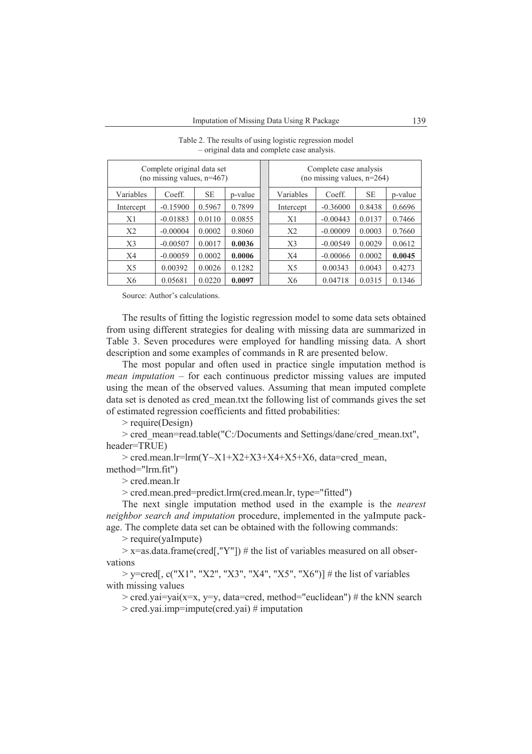Table 2. The results of using logistic regression model – original data and complete case analysis.

| Complete original data set (no missing values, n=467) | | | | Complete case analysis (no missing values, n=264) | | | |
|---|---|---|---|---|---|---|---|
| Variables | Coeff. | SE | p-value | Variables | Coeff. | SE | p-value |
| Intercept | -0.15900 | 0.5967 | 0.7899 | Intercept | -0.36000 | 0.8438 | 0.6696 |
| X1 | -0.01883 | 0.0110 | 0.0855 | X1 | -0.00443 | 0.0137 | 0.7466 |
| X2 | -0.00004 | 0.0002 | 0.8060 | X2 | -0.00009 | 0.0003 | 0.7660 |
| X3 | -0.00507 | 0.0017 | **0.0036** | X3 | -0.00549 | 0.0029 | 0.0612 |
| X4 | -0.00059 | 0.0002 | **0.0006** | X4 | -0.00066 | 0.0002 | **0.0045** |
| X5 | 0.00392 | 0.0026 | 0.1282 | X5 | 0.00343 | 0.0043 | 0.4273 |
| X6 | 0.05681 | 0.0220 | **0.0097** | X6 | 0.04718 | 0.0315 | 0.1346 |

Source: Author's calculations.

The results of fitting the logistic regression model to some data sets obtained from using different strategies for dealing with missing data are summarized in Table 3. Seven procedures were employed for handling missing data. A short description and some examples of commands in R are presented below.

The most popular and often used in practice single imputation method is *mean imputation* – for each continuous predictor missing values are imputed using the mean of the observed values. Assuming that mean imputed complete data set is denoted as cred_mean.txt the following list of commands gives the set of estimated regression coefficients and fitted probabilities:

```
> require(Design)
> cred_mean=read.table("C:/Documents and Settings/dane/cred_mean.txt", header=TRUE)
> cred.mean.lr=lrm(Y~X1+X2+X3+X4+X5+X6, data=cred_mean, method="lrm.fit")
> cred.mean.lr
> cred.mean.pred=predict.lrm(cred.mean.lr, type="fitted")
```

The next single imputation method used in the example is the *nearest neighbor search and imputation* procedure, implemented in the yaImpute package. The complete data set can be obtained with the following commands:

```
> require(yaImpute)
> x=as.data.frame(cred[,"Y"]) # the list of variables measured on all observations
> y=cred[, c("X1", "X2", "X3", "X4", "X5", "X6")] # the list of variables with missing values
> cred.yai=yai(x=x, y=y, data=cred, method="euclidean") # the kNN search
> cred.yai.imp=impute(cred.yai) # imputation
```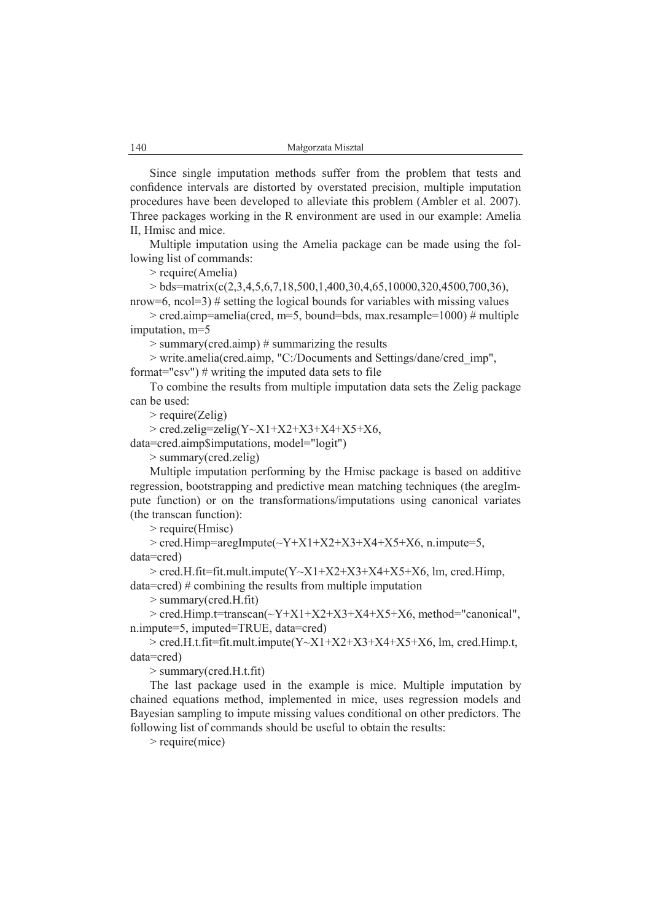Since single imputation methods suffer from the problem that tests and confidence intervals are distorted by overstated precision, multiple imputation procedures have been developed to alleviate this problem (Ambler et al. 2007). Three packages working in the R environment are used in our example: Amelia II, Hmisc and mice.

Multiple imputation using the Amelia package can be made using the following list of commands:

```
> require(Amelia)
> bds=matrix(c(2,3,4,5,6,7,18,500,1,400,30,4,65,10000,320,4500,700,36), nrow=6, ncol=3) # setting the logical bounds for variables with missing values
> cred.aimp=amelia(cred, m=5, bound=bds, max.resample=1000) # multiple imputation, m=5
> summary(cred.aimp) # summarizing the results
> write.amelia(cred.aimp, "C:/Documents and Settings/dane/cred_imp", format="csv") # writing the imputed data sets to file
```

To combine the results from multiple imputation data sets the Zelig package can be used:

```
> require(Zelig)
> cred.zelig=zelig(Y~X1+X2+X3+X4+X5+X6, data=cred.aimp$imputations, model="logit")
> summary(cred.zelig)
```

Multiple imputation performing by the Hmisc package is based on additive regression, bootstrapping and predictive mean matching techniques (the aregImpute function) or on the transformations/imputations using canonical variates (the transcan function):

```
> require(Hmisc)
> cred.Himp=aregImpute(~Y+X1+X2+X3+X4+X5+X6, n.impute=5, data=cred)
> cred.H.fit=fit.mult.impute(Y~X1+X2+X3+X4+X5+X6, lm, cred.Himp, data=cred) # combining the results from multiple imputation
> summary(cred.H.fit)
> cred.Himp.t=transcan(~Y+X1+X2+X3+X4+X5+X6, method="canonical", n.impute=5, imputed=TRUE, data=cred)
> cred.H.t.fit=fit.mult.impute(Y~X1+X2+X3+X4+X5+X6, lm, cred.Himp.t, data=cred)
> summary(cred.H.t.fit)
```

The last package used in the example is mice. Multiple imputation by chained equations method, implemented in mice, uses regression models and Bayesian sampling to impute missing values conditional on other predictors. The following list of commands should be useful to obtain the results:

```
> require(mice)
```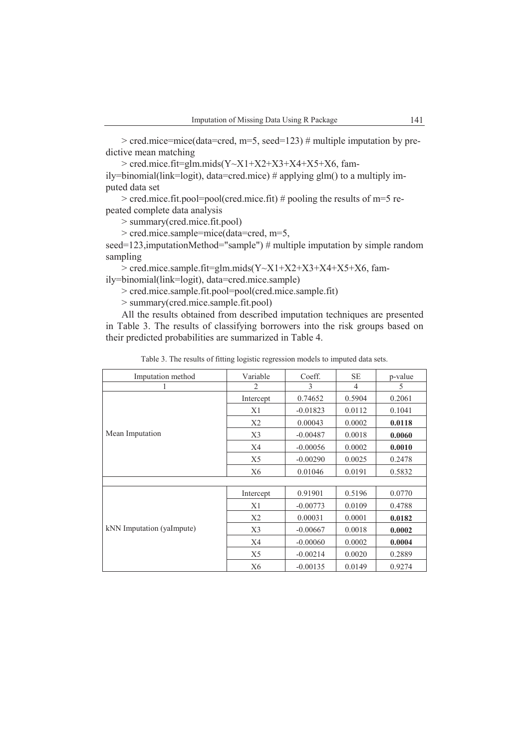```
> cred.mice=mice(data=cred, m=5, seed=123) # multiple imputation by predictive mean matching
> cred.mice.fit=glm.mids(Y~X1+X2+X3+X4+X5+X6, family=binomial(link=logit), data=cred.mice) # applying glm() to a multiply imputed data set
> cred.mice.fit.pool=pool(cred.mice.fit) # pooling the results of m=5 repeated complete data analysis
> summary(cred.mice.fit.pool)
> cred.mice.sample=mice(data=cred, m=5, seed=123,imputationMethod="sample") # multiple imputation by simple random sampling
> cred.mice.sample.fit=glm.mids(Y~X1+X2+X3+X4+X5+X6, family=binomial(link=logit), data=cred.mice.sample)
> cred.mice.sample.fit.pool=pool(cred.mice.sample.fit)
> summary(cred.mice.sample.fit.pool)
```

All the results obtained from described imputation techniques are presented in Table 3. The results of classifying borrowers into the risk groups based on their predicted probabilities are summarized in Table 4.

Table 3. The results of fitting logistic regression models to imputed data sets.

| Imputation method | Variable | Coeff. | SE | p-value |
|---|---|---|---|---|
| 1 | 2 | 3 | 4 | 5 |
| Mean Imputation | Intercept | 0.74652 | 0.5904 | 0.2061 |
| | X1 | -0.01823 | 0.0112 | 0.1041 |
| | X2 | 0.00043 | 0.0002 | **0.0118** |
| | X3 | -0.00487 | 0.0018 | **0.0060** |
| | X4 | -0.00056 | 0.0002 | **0.0010** |
| | X5 | -0.00290 | 0.0025 | 0.2478 |
| | X6 | 0.01046 | 0.0191 | 0.5832 |
| | | | | |
| kNN Imputation (yaImpute) | Intercept | 0.91901 | 0.5196 | 0.0770 |
| | X1 | -0.00773 | 0.0109 | 0.4788 |
| | X2 | 0.00031 | 0.0001 | **0.0182** |
| | X3 | -0.00667 | 0.0018 | **0.0002** |
| | X4 | -0.00060 | 0.0002 | **0.0004** |
| | X5 | -0.00214 | 0.0020 | 0.2889 |
| | X6 | -0.00135 | 0.0149 | 0.9274 |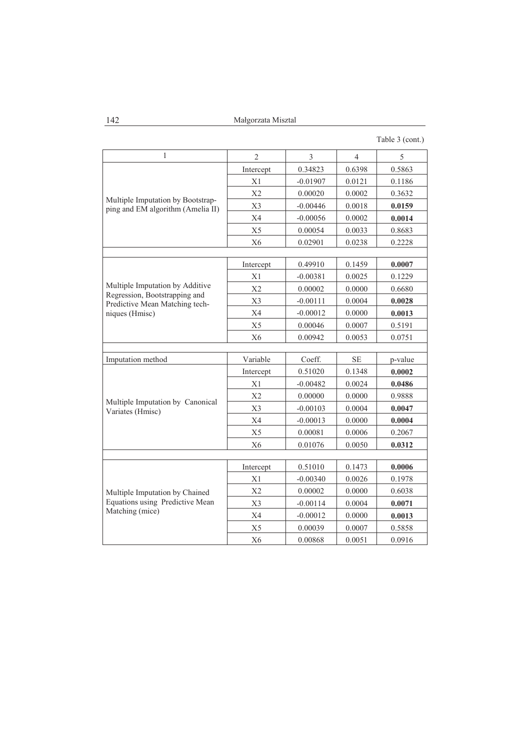Table 3 (cont.)

| 1 | 2 | 3 | 4 | 5 |
|---|---|---|---|---|
| Multiple Imputation by Bootstrapping and EM algorithm (Amelia II) | Intercept | 0.34823 | 0.6398 | 0.5863 |
| | X1 | -0.01907 | 0.0121 | 0.1186 |
| | X2 | 0.00020 | 0.0002 | 0.3632 |
| | X3 | -0.00446 | 0.0018 | **0.0159** |
| | X4 | -0.00056 | 0.0002 | **0.0014** |
| | X5 | 0.00054 | 0.0033 | 0.8683 |
| | X6 | 0.02901 | 0.0238 | 0.2228 |
| | | | | |
| Multiple Imputation by Additive Regression, Bootstrapping and Predictive Mean Matching techniques (Hmisc) | Intercept | 0.49910 | 0.1459 | **0.0007** |
| | X1 | -0.00381 | 0.0025 | 0.1229 |
| | X2 | 0.00002 | 0.0000 | 0.6680 |
| | X3 | -0.00111 | 0.0004 | **0.0028** |
| | X4 | -0.00012 | 0.0000 | **0.0013** |
| | X5 | 0.00046 | 0.0007 | 0.5191 |
| | X6 | 0.00942 | 0.0053 | 0.0751 |
| | | | | |
| Imputation method | Variable | Coeff. | SE | p-value |
| Multiple Imputation by Canonical Variates (Hmisc) | Intercept | 0.51020 | 0.1348 | **0.0002** |
| | X1 | -0.00482 | 0.0024 | **0.0486** |
| | X2 | 0.00000 | 0.0000 | 0.9888 |
| | X3 | -0.00103 | 0.0004 | **0.0047** |
| | X4 | -0.00013 | 0.0000 | **0.0004** |
| | X5 | 0.00081 | 0.0006 | 0.2067 |
| | X6 | 0.01076 | 0.0050 | **0.0312** |
| | | | | |
| Multiple Imputation by Chained Equations using Predictive Mean Matching (mice) | Intercept | 0.51010 | 0.1473 | **0.0006** |
| | X1 | -0.00340 | 0.0026 | 0.1978 |
| | X2 | 0.00002 | 0.0000 | 0.6038 |
| | X3 | -0.00114 | 0.0004 | **0.0071** |
| | X4 | -0.00012 | 0.0000 | **0.0013** |
| | X5 | 0.00039 | 0.0007 | 0.5858 |
| | X6 | 0.00868 | 0.0051 | 0.0916 |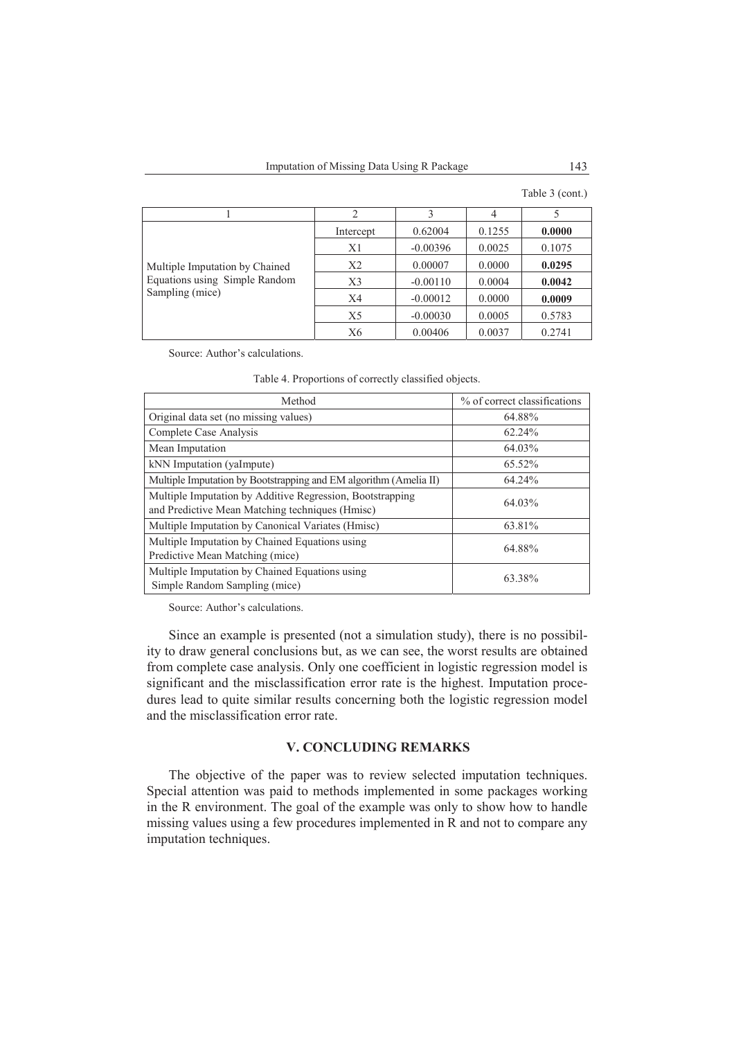Table 3 (cont.)

| 1 | 2 | 3 | 4 | 5 |
|---|---|---|---|---|
| Multiple Imputation by Chained Equations using Simple Random Sampling (mice) | Intercept | 0.62004 | 0.1255 | **0.0000** |
| | X1 | -0.00396 | 0.0025 | 0.1075 |
| | X2 | 0.00007 | 0.0000 | **0.0295** |
| | X3 | -0.00110 | 0.0004 | **0.0042** |
| | X4 | -0.00012 | 0.0000 | **0.0009** |
| | X5 | -0.00030 | 0.0005 | 0.5783 |
| | X6 | 0.00406 | 0.0037 | 0.2741 |

Source: Author's calculations.

Table 4. Proportions of correctly classified objects.

| Method | % of correct classifications |
|---|---|
| Original data set (no missing values) | 64.88% |
| Complete Case Analysis | 62.24% |
| Mean Imputation | 64.03% |
| kNN Imputation (yaImpute) | 65.52% |
| Multiple Imputation by Bootstrapping and EM algorithm (Amelia II) | 64.24% |
| Multiple Imputation by Additive Regression, Bootstrapping and Predictive Mean Matching techniques (Hmisc) | 64.03% |
| Multiple Imputation by Canonical Variates (Hmisc) | 63.81% |
| Multiple Imputation by Chained Equations using Predictive Mean Matching (mice) | 64.88% |
| Multiple Imputation by Chained Equations using Simple Random Sampling (mice) | 63.38% |

Source: Author's calculations.

Since an example is presented (not a simulation study), there is no possibility to draw general conclusions but, as we can see, the worst results are obtained from complete case analysis. Only one coefficient in logistic regression model is significant and the misclassification error rate is the highest. Imputation procedures lead to quite similar results concerning both the logistic regression model and the misclassification error rate.

## V. CONCLUDING REMARKS

The objective of the paper was to review selected imputation techniques. Special attention was paid to methods implemented in some packages working in the R environment. The goal of the example was only to show how to handle missing values using a few procedures implemented in R and not to compare any imputation techniques.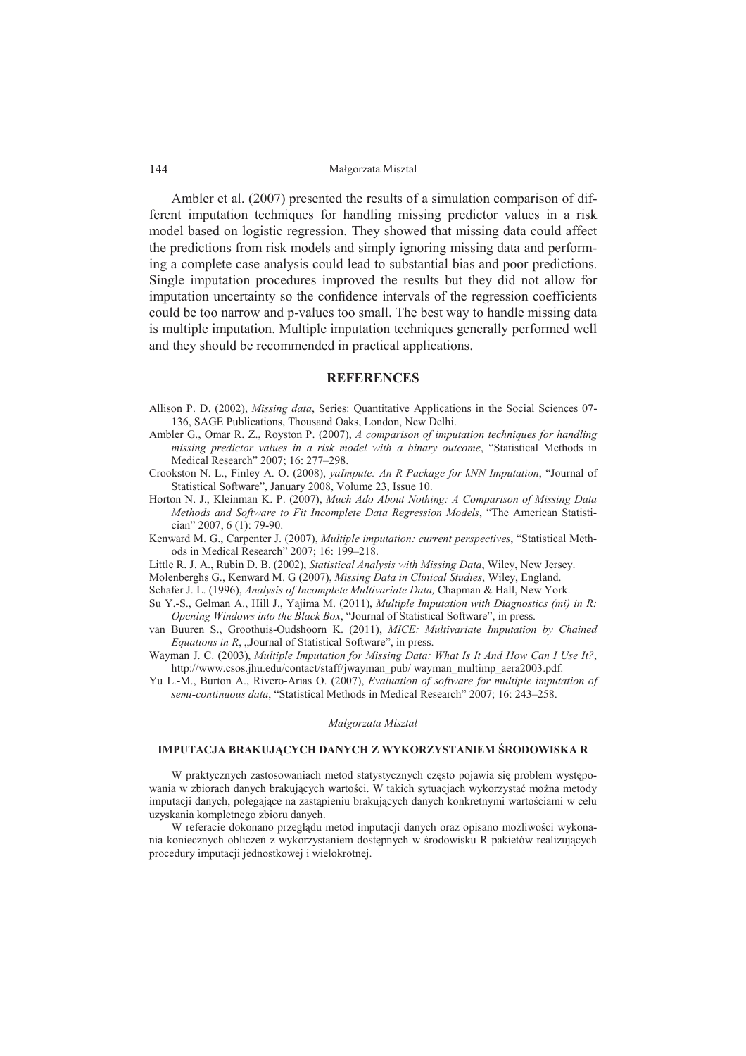Ambler et al. (2007) presented the results of a simulation comparison of different imputation techniques for handling missing predictor values in a risk model based on logistic regression. They showed that missing data could affect the predictions from risk models and simply ignoring missing data and performing a complete case analysis could lead to substantial bias and poor predictions. Single imputation procedures improved the results but they did not allow for imputation uncertainty so the confidence intervals of the regression coefficients could be too narrow and p-values too small. The best way to handle missing data is multiple imputation. Multiple imputation techniques generally performed well and they should be recommended in practical applications.

## REFERENCES

Allison P. D. (2002), *Missing data*, Series: Quantitative Applications in the Social Sciences 07-136, SAGE Publications, Thousand Oaks, London, New Delhi.

Ambler G., Omar R. Z., Royston P. (2007), *A comparison of imputation techniques for handling missing predictor values in a risk model with a binary outcome*, "Statistical Methods in Medical Research" 2007; 16: 277–298.

Crookston N. L., Finley A. O. (2008), *yaImpute: An R Package for kNN Imputation*, "Journal of Statistical Software", January 2008, Volume 23, Issue 10.

Horton N. J., Kleinman K. P. (2007), *Much Ado About Nothing: A Comparison of Missing Data Methods and Software to Fit Incomplete Data Regression Models*, "The American Statistician" 2007, 6 (1): 79-90.

Kenward M. G., Carpenter J. (2007), *Multiple imputation: current perspectives*, "Statistical Methods in Medical Research" 2007; 16: 199–218.

Little R. J. A., Rubin D. B. (2002), *Statistical Analysis with Missing Data*, Wiley, New Jersey.

Molenberghs G., Kenward M. G (2007), *Missing Data in Clinical Studies*, Wiley, England.

Schafer J. L. (1996), *Analysis of Incomplete Multivariate Data,* Chapman & Hall, New York.

Su Y.-S., Gelman A., Hill J., Yajima M. (2011), *Multiple Imputation with Diagnostics (mi) in R: Opening Windows into the Black Box*, "Journal of Statistical Software", in press.

van Buuren S., Groothuis-Oudshoorn K. (2011), *MICE: Multivariate Imputation by Chained Equations in R*, „Journal of Statistical Software", in press.

Wayman J. C. (2003), *Multiple Imputation for Missing Data: What Is It And How Can I Use It?*, http://www.csos.jhu.edu/contact/staff/jwayman_pub/ wayman_multimp_aera2003.pdf.

Yu L.-M., Burton A., Rivero-Arias O. (2007), *Evaluation of software for multiple imputation of semi-continuous data*, "Statistical Methods in Medical Research" 2007; 16: 243–258.

*Małgorzata Misztal*

### IMPUTACJA BRAKUJĄCYCH DANYCH Z WYKORZYSTANIEM ŚRODOWISKA R

W praktycznych zastosowaniach metod statystycznych często pojawia się problem występowania w zbiorach danych brakujących wartości. W takich sytuacjach wykorzystać można metody imputacji danych, polegające na zastąpieniu brakujących danych konkretnymi wartościami w celu uzyskania kompletnego zbioru danych.

W referacie dokonano przeglądu metod imputacji danych oraz opisano możliwości wykonania koniecznych obliczeń z wykorzystaniem dostępnych w środowisku R pakietów realizujących procedury imputacji jednostkowej i wielokrotnej.